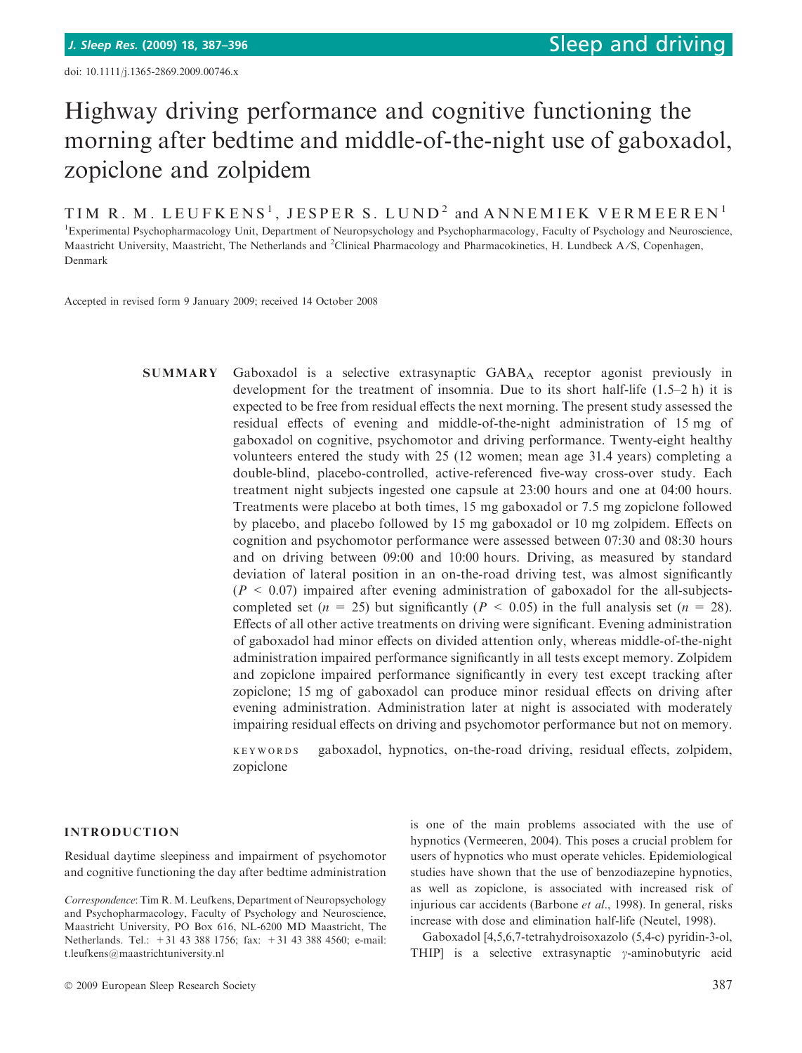doi: 10.1111/j.1365-2869.2009.00746.x

# Highway driving performance and cognitive functioning the morning after bedtime and middle-of-the-night use of gaboxadol, zopiclone and zolpidem

TIM R. M. LEUFKENS[1], JESPER S. LUND[2] and ANNEMIEK VERMEEREN[1]

[1]Experimental Psychopharmacology Unit, Department of Neuropsychology and Psychopharmacology, Faculty of Psychology and Neuroscience, Maastricht University, Maastricht, The Netherlands and [2]Clinical Pharmacology and Pharmacokinetics, H. Lundbeck A/S, Copenhagen, Denmark

Accepted in revised form 9 January 2009; received 14 October 2008

**SUMMARY** Gaboxadol is a selective extrasynaptic $GABA_A$ receptor agonist previously in development for the treatment of insomnia. Due to its short half-life (1.5–2 h) it is expected to be free from residual effects the next morning. The present study assessed the residual effects of evening and middle-of-the-night administration of 15 mg of gaboxadol on cognitive, psychomotor and driving performance. Twenty-eight healthy volunteers entered the study with 25 (12 women; mean age 31.4 years) completing a double-blind, placebo-controlled, active-referenced five-way cross-over study. Each treatment night subjects ingested one capsule at 23:00 hours and one at 04:00 hours. Treatments were placebo at both times, 15 mg gaboxadol or 7.5 mg zopiclone followed by placebo, and placebo followed by 15 mg gaboxadol or 10 mg zolpidem. Effects on cognition and psychomotor performance were assessed between 07:30 and 08:30 hours and on driving between 09:00 and 10:00 hours. Driving, as measured by standard deviation of lateral position in an on-the-road driving test, was almost significantly ($P < 0.07$) impaired after evening administration of gaboxadol for the all-subjects-completed set ($n = 25$) but significantly ($P < 0.05$) in the full analysis set ($n = 28$). Effects of all other active treatments on driving were significant. Evening administration of gaboxadol had minor effects on divided attention only, whereas middle-of-the-night administration impaired performance significantly in all tests except memory. Zolpidem and zopiclone impaired performance significantly in every test except tracking after zopiclone; 15 mg of gaboxadol can produce minor residual effects on driving after evening administration. Administration later at night is associated with moderately impairing residual effects on driving and psychomotor performance but not on memory.

KEYWORDS gaboxadol, hypnotics, on-the-road driving, residual effects, zolpidem, zopiclone

## INTRODUCTION

Residual daytime sleepiness and impairment of psychomotor and cognitive functioning the day after bedtime administration is one of the main problems associated with the use of hypnotics (Vermeeren, 2004). This poses a crucial problem for users of hypnotics who must operate vehicles. Epidemiological studies have shown that the use of benzodiazepine hypnotics, as well as zopiclone, is associated with increased risk of injurious car accidents (Barbone *et al*., 1998). In general, risks increase with dose and elimination half-life (Neutel, 1998).

Gaboxadol [4,5,6,7-tetrahydroisoxazolo (5,4-c) pyridin-3-ol, THIP] is a selective extrasynaptic $\gamma$-aminobutyric acid

*Correspondence*: Tim R. M. Leufkens, Department of Neuropsychology and Psychopharmacology, Faculty of Psychology and Neuroscience, Maastricht University, PO Box 616, NL-6200 MD Maastricht, The Netherlands. Tel.: +31 43 388 1756; fax: +31 43 388 4560; e-mail: t.leufkens@maastrichtuniversity.nl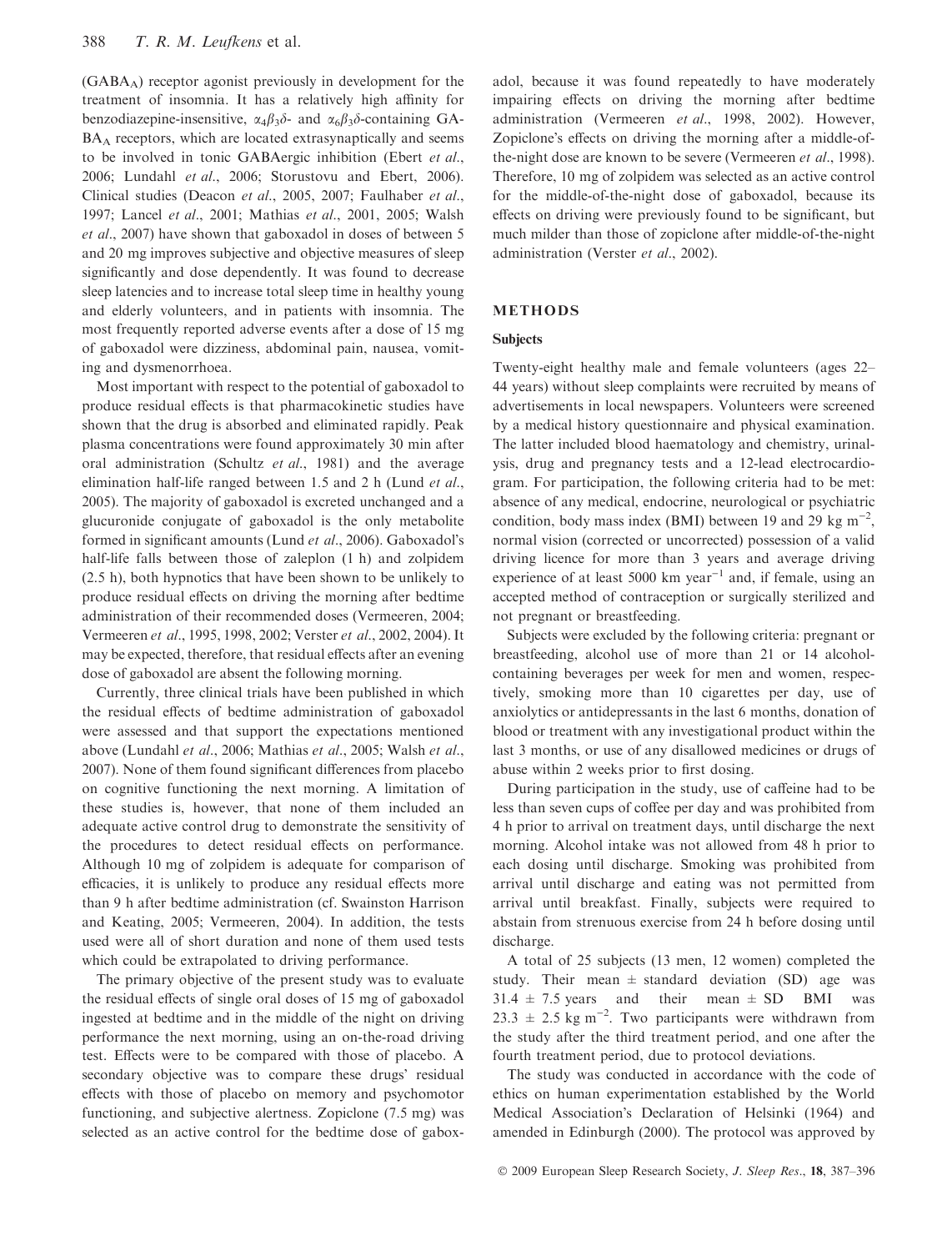($GABA_A$) receptor agonist previously in development for the treatment of insomnia. It has a relatively high affinity for benzodiazepine-insensitive, $\alpha_4\beta_3\delta$- and $\alpha_6\beta_3\delta$-containing $GABA_A$ receptors, which are located extrasynaptically and seems to be involved in tonic GABAergic inhibition (Ebert *et al.*, 2006; Lundahl *et al.*, 2006; Storustovu and Ebert, 2006). Clinical studies (Deacon *et al.*, 2005, 2007; Faulhaber *et al.*, 1997; Lancel *et al.*, 2001; Mathias *et al.*, 2001, 2005; Walsh *et al.*, 2007) have shown that gaboxadol in doses of between 5 and 20 mg improves subjective and objective measures of sleep significantly and dose dependently. It was found to decrease sleep latencies and to increase total sleep time in healthy young and elderly volunteers, and in patients with insomnia. The most frequently reported adverse events after a dose of 15 mg of gaboxadol were dizziness, abdominal pain, nausea, vomiting and dysmenorrhoea.

Most important with respect to the potential of gaboxadol to produce residual effects is that pharmacokinetic studies have shown that the drug is absorbed and eliminated rapidly. Peak plasma concentrations were found approximately 30 min after oral administration (Schultz *et al.*, 1981) and the average elimination half-life ranged between 1.5 and 2 h (Lund *et al.*, 2005). The majority of gaboxadol is excreted unchanged and a glucuronide conjugate of gaboxadol is the only metabolite formed in significant amounts (Lund *et al.*, 2006). Gaboxadol's half-life falls between those of zaleplon (1 h) and zolpidem (2.5 h), both hypnotics that have been shown to be unlikely to produce residual effects on driving the morning after bedtime administration of their recommended doses (Vermeeren, 2004; Vermeeren *et al.*, 1995, 1998, 2002; Verster *et al.*, 2002, 2004). It may be expected, therefore, that residual effects after an evening dose of gaboxadol are absent the following morning.

Currently, three clinical trials have been published in which the residual effects of bedtime administration of gaboxadol were assessed and that support the expectations mentioned above (Lundahl *et al.*, 2006; Mathias *et al.*, 2005; Walsh *et al.*, 2007). None of them found significant differences from placebo on cognitive functioning the next morning. A limitation of these studies is, however, that none of them included an adequate active control drug to demonstrate the sensitivity of the procedures to detect residual effects on performance. Although 10 mg of zolpidem is adequate for comparison of efficacies, it is unlikely to produce any residual effects more than 9 h after bedtime administration (cf. Swainston Harrison and Keating, 2005; Vermeeren, 2004). In addition, the tests used were all of short duration and none of them used tests which could be extrapolated to driving performance.

The primary objective of the present study was to evaluate the residual effects of single oral doses of 15 mg of gaboxadol ingested at bedtime and in the middle of the night on driving performance the next morning, using an on-the-road driving test. Effects were to be compared with those of placebo. A secondary objective was to compare these drugs' residual effects with those of placebo on memory and psychomotor functioning, and subjective alertness. Zopiclone (7.5 mg) was selected as an active control for the bedtime dose of gaboxadol, because it was found repeatedly to have moderately impairing effects on driving the morning after bedtime administration (Vermeeren *et al.*, 1998, 2002). However, Zopiclone's effects on driving the morning after a middle-of-the-night dose are known to be severe (Vermeeren *et al.*, 1998). Therefore, 10 mg of zolpidem was selected as an active control for the middle-of-the-night dose of gaboxadol, because its effects on driving were previously found to be significant, but much milder than those of zopiclone after middle-of-the-night administration (Verster *et al.*, 2002).

## METHODS

### Subjects

Twenty-eight healthy male and female volunteers (ages 22–44 years) without sleep complaints were recruited by means of advertisements in local newspapers. Volunteers were screened by a medical history questionnaire and physical examination. The latter included blood haematology and chemistry, urinalysis, drug and pregnancy tests and a 12-lead electrocardiogram. For participation, the following criteria had to be met: absence of any medical, endocrine, neurological or psychiatric condition, body mass index (BMI) between 19 and 29 kg $m^{-2}$, normal vision (corrected or uncorrected) possession of a valid driving licence for more than 3 years and average driving experience of at least 5000 km $year^{-1}$ and, if female, using an accepted method of contraception or surgically sterilized and not pregnant or breastfeeding.

Subjects were excluded by the following criteria: pregnant or breastfeeding, alcohol use of more than 21 or 14 alcohol-containing beverages per week for men and women, respectively, smoking more than 10 cigarettes per day, use of anxiolytics or antidepressants in the last 6 months, donation of blood or treatment with any investigational product within the last 3 months, or use of any disallowed medicines or drugs of abuse within 2 weeks prior to first dosing.

During participation in the study, use of caffeine had to be less than seven cups of coffee per day and was prohibited from 4 h prior to arrival on treatment days, until discharge the next morning. Alcohol intake was not allowed from 48 h prior to each dosing until discharge. Smoking was prohibited from arrival until discharge and eating was not permitted from arrival until breakfast. Finally, subjects were required to abstain from strenuous exercise from 24 h before dosing until discharge.

A total of 25 subjects (13 men, 12 women) completed the study. Their mean ± standard deviation (SD) age was 31.4 ± 7.5 years and their mean ± SD BMI was 23.3 ± 2.5 kg $m^{-2}$. Two participants were withdrawn from the study after the third treatment period, and one after the fourth treatment period, due to protocol deviations.

The study was conducted in accordance with the code of ethics on human experimentation established by the World Medical Association's Declaration of Helsinki (1964) and amended in Edinburgh (2000). The protocol was approved by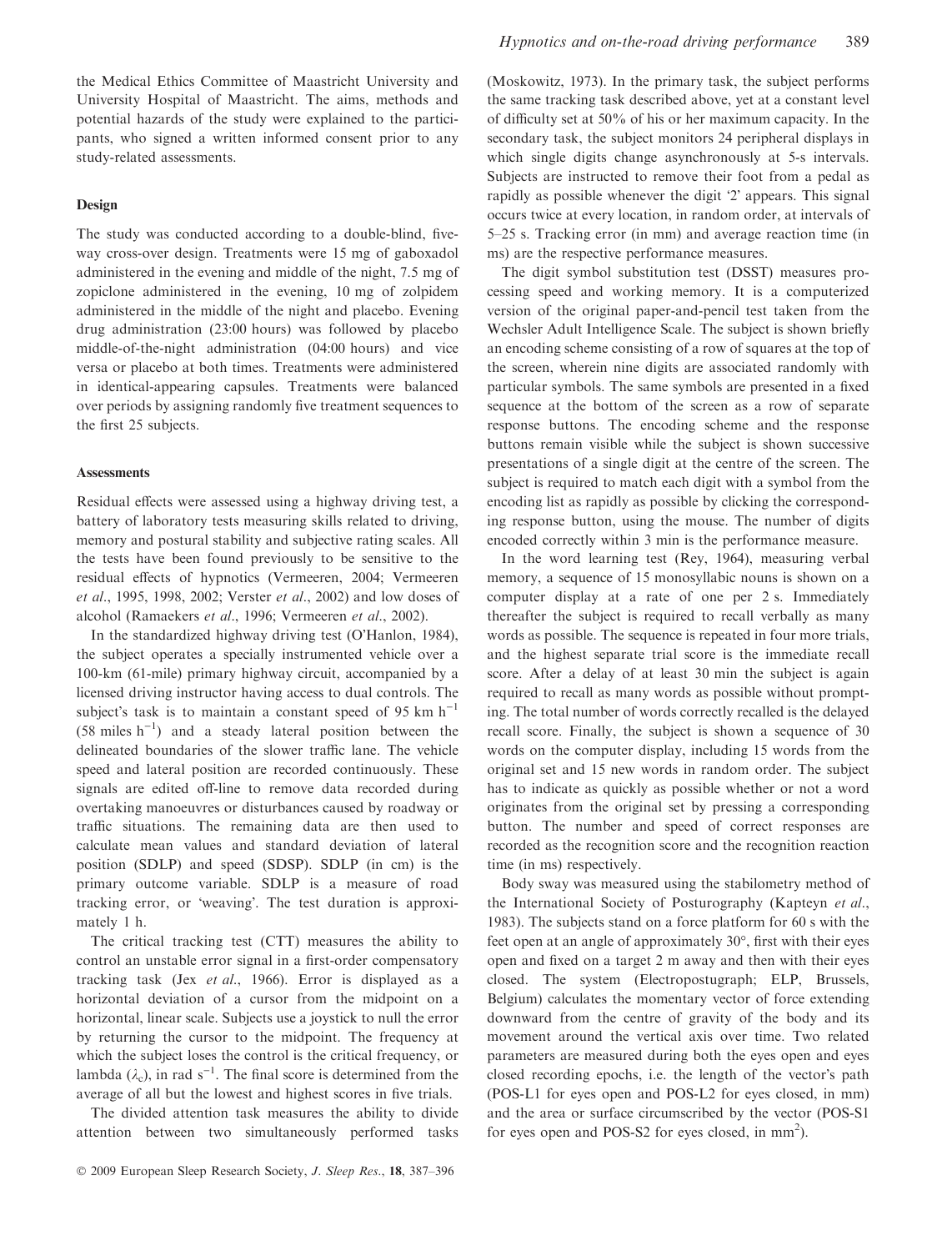the Medical Ethics Committee of Maastricht University and University Hospital of Maastricht. The aims, methods and potential hazards of the study were explained to the participants, who signed a written informed consent prior to any study-related assessments.

### Design

The study was conducted according to a double-blind, five-way cross-over design. Treatments were 15 mg of gaboxadol administered in the evening and middle of the night, 7.5 mg of zopiclone administered in the evening, 10 mg of zolpidem administered in the middle of the night and placebo. Evening drug administration (23:00 hours) was followed by placebo middle-of-the-night administration (04:00 hours) and vice versa or placebo at both times. Treatments were administered in identical-appearing capsules. Treatments were balanced over periods by assigning randomly five treatment sequences to the first 25 subjects.

#### Assessments

Residual effects were assessed using a highway driving test, a battery of laboratory tests measuring skills related to driving, memory and postural stability and subjective rating scales. All the tests have been found previously to be sensitive to the residual effects of hypnotics (Vermeeren, 2004; Vermeeren *et al*., 1995, 1998, 2002; Verster *et al*., 2002) and low doses of alcohol (Ramaekers *et al*., 1996; Vermeeren *et al*., 2002).

In the standardized highway driving test (O'Hanlon, 1984), the subject operates a specially instrumented vehicle over a 100-km (61-mile) primary highway circuit, accompanied by a licensed driving instructor having access to dual controls. The subject's task is to maintain a constant speed of 95 km $h^{-1}$ (58 miles $h^{-1}$) and a steady lateral position between the delineated boundaries of the slower traffic lane. The vehicle speed and lateral position are recorded continuously. These signals are edited off-line to remove data recorded during overtaking manoeuvres or disturbances caused by roadway or traffic situations. The remaining data are then used to calculate mean values and standard deviation of lateral position (SDLP) and speed (SDSP). SDLP (in cm) is the primary outcome variable. SDLP is a measure of road tracking error, or 'weaving'. The test duration is approximately 1 h.

The critical tracking test (CTT) measures the ability to control an unstable error signal in a first-order compensatory tracking task (Jex *et al*., 1966). Error is displayed as a horizontal deviation of a cursor from the midpoint on a horizontal, linear scale. Subjects use a joystick to null the error by returning the cursor to the midpoint. The frequency at which the subject loses the control is the critical frequency, or lambda ($\lambda_c$), in rad $s^{-1}$. The final score is determined from the average of all but the lowest and highest scores in five trials.

The divided attention task measures the ability to divide attention between two simultaneously performed tasks (Moskowitz, 1973). In the primary task, the subject performs the same tracking task described above, yet at a constant level of difficulty set at 50% of his or her maximum capacity. In the secondary task, the subject monitors 24 peripheral displays in which single digits change asynchronously at 5-s intervals. Subjects are instructed to remove their foot from a pedal as rapidly as possible whenever the digit '2' appears. This signal occurs twice at every location, in random order, at intervals of 5–25 s. Tracking error (in mm) and average reaction time (in ms) are the respective performance measures.

The digit symbol substitution test (DSST) measures processing speed and working memory. It is a computerized version of the original paper-and-pencil test taken from the Wechsler Adult Intelligence Scale. The subject is shown briefly an encoding scheme consisting of a row of squares at the top of the screen, wherein nine digits are associated randomly with particular symbols. The same symbols are presented in a fixed sequence at the bottom of the screen as a row of separate response buttons. The encoding scheme and the response buttons remain visible while the subject is shown successive presentations of a single digit at the centre of the screen. The subject is required to match each digit with a symbol from the encoding list as rapidly as possible by clicking the corresponding response button, using the mouse. The number of digits encoded correctly within 3 min is the performance measure.

In the word learning test (Rey, 1964), measuring verbal memory, a sequence of 15 monosyllabic nouns is shown on a computer display at a rate of one per 2 s. Immediately thereafter the subject is required to recall verbally as many words as possible. The sequence is repeated in four more trials, and the highest separate trial score is the immediate recall score. After a delay of at least 30 min the subject is again required to recall as many words as possible without prompting. The total number of words correctly recalled is the delayed recall score. Finally, the subject is shown a sequence of 30 words on the computer display, including 15 words from the original set and 15 new words in random order. The subject has to indicate as quickly as possible whether or not a word originates from the original set by pressing a corresponding button. The number and speed of correct responses are recorded as the recognition score and the recognition reaction time (in ms) respectively.

Body sway was measured using the stabilometry method of the International Society of Posturography (Kapteyn *et al*., 1983). The subjects stand on a force platform for 60 s with the feet open at an angle of approximately 30°, first with their eyes open and fixed on a target 2 m away and then with their eyes closed. The system (Electropostugraph; ELP, Brussels, Belgium) calculates the momentary vector of force extending downward from the centre of gravity of the body and its movement around the vertical axis over time. Two related parameters are measured during both the eyes open and eyes closed recording epochs, i.e. the length of the vector's path (POS-L1 for eyes open and POS-L2 for eyes closed, in mm) and the area or surface circumscribed by the vector (POS-S1 for eyes open and POS-S2 for eyes closed, in $mm^2$).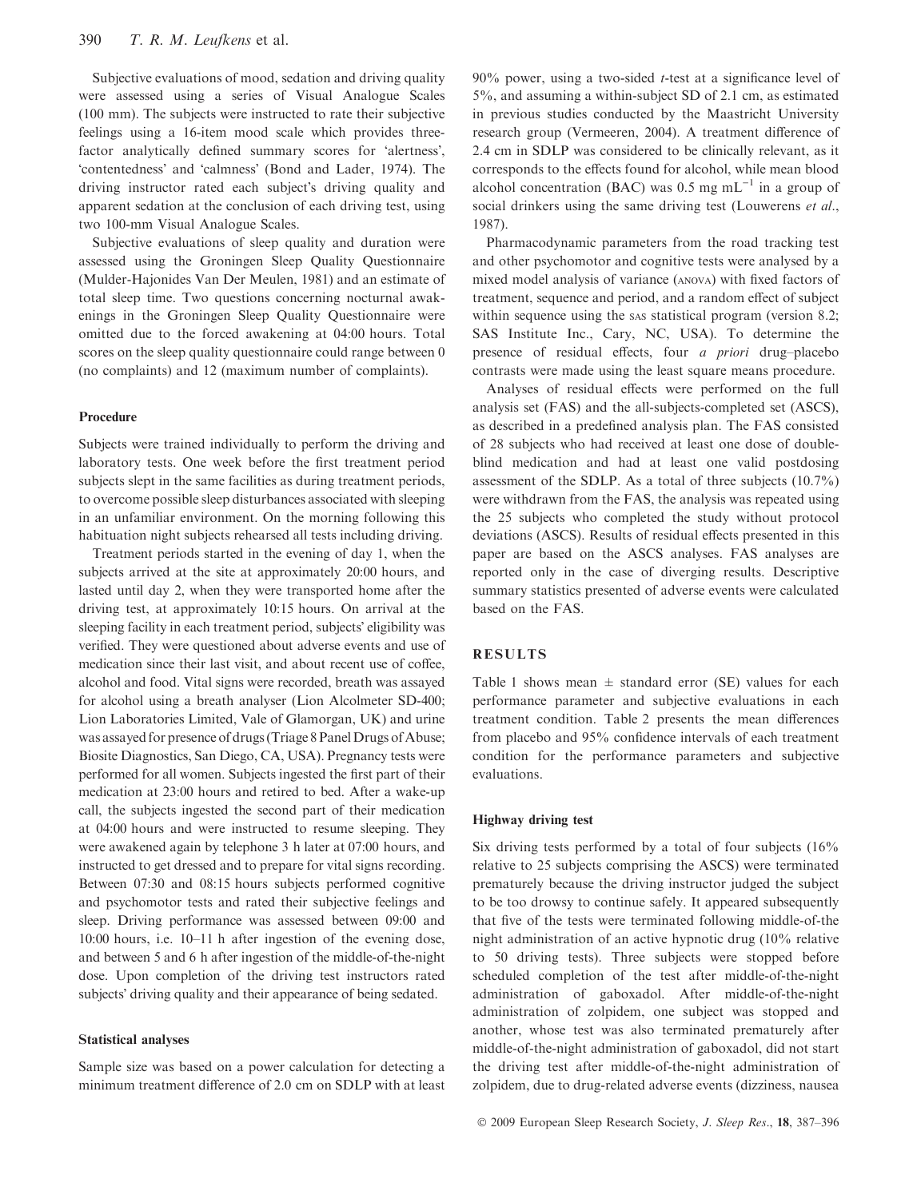Subjective evaluations of mood, sedation and driving quality were assessed using a series of Visual Analogue Scales (100 mm). The subjects were instructed to rate their subjective feelings using a 16-item mood scale which provides three-factor analytically defined summary scores for 'alertness', 'contentedness' and 'calmness' (Bond and Lader, 1974). The driving instructor rated each subject's driving quality and apparent sedation at the conclusion of each driving test, using two 100-mm Visual Analogue Scales.

Subjective evaluations of sleep quality and duration were assessed using the Groningen Sleep Quality Questionnaire (Mulder-Hajonides Van Der Meulen, 1981) and an estimate of total sleep time. Two questions concerning nocturnal awakenings in the Groningen Sleep Quality Questionnaire were omitted due to the forced awakening at 04:00 hours. Total scores on the sleep quality questionnaire could range between 0 (no complaints) and 12 (maximum number of complaints).

### Procedure

Subjects were trained individually to perform the driving and laboratory tests. One week before the first treatment period subjects slept in the same facilities as during treatment periods, to overcome possible sleep disturbances associated with sleeping in an unfamiliar environment. On the morning following this habituation night subjects rehearsed all tests including driving.

Treatment periods started in the evening of day 1, when the subjects arrived at the site at approximately 20:00 hours, and lasted until day 2, when they were transported home after the driving test, at approximately 10:15 hours. On arrival at the sleeping facility in each treatment period, subjects' eligibility was verified. They were questioned about adverse events and use of medication since their last visit, and about recent use of coffee, alcohol and food. Vital signs were recorded, breath was assayed for alcohol using a breath analyser (Lion Alcolmeter SD-400; Lion Laboratories Limited, Vale of Glamorgan, UK) and urine was assayed for presence of drugs (Triage 8 Panel Drugs of Abuse; Biosite Diagnostics, San Diego, CA, USA). Pregnancy tests were performed for all women. Subjects ingested the first part of their medication at 23:00 hours and retired to bed. After a wake-up call, the subjects ingested the second part of their medication at 04:00 hours and were instructed to resume sleeping. They were awakened again by telephone 3 h later at 07:00 hours, and instructed to get dressed and to prepare for vital signs recording. Between 07:30 and 08:15 hours subjects performed cognitive and psychomotor tests and rated their subjective feelings and sleep. Driving performance was assessed between 09:00 and 10:00 hours, i.e. 10–11 h after ingestion of the evening dose, and between 5 and 6 h after ingestion of the middle-of-the-night dose. Upon completion of the driving test instructors rated subjects' driving quality and their appearance of being sedated.

### Statistical analyses

Sample size was based on a power calculation for detecting a minimum treatment difference of 2.0 cm on SDLP with at least 90% power, using a two-sided *t*-test at a significance level of 5%, and assuming a within-subject SD of 2.1 cm, as estimated in previous studies conducted by the Maastricht University research group (Vermeeren, 2004). A treatment difference of 2.4 cm in SDLP was considered to be clinically relevant, as it corresponds to the effects found for alcohol, while mean blood alcohol concentration (BAC) was 0.5 mg mL$^{-1}$ in a group of social drinkers using the same driving test (Louwerens *et al.*, 1987).

Pharmacodynamic parameters from the road tracking test and other psychomotor and cognitive tests were analysed by a mixed model analysis of variance (ANOVA) with fixed factors of treatment, sequence and period, and a random effect of subject within sequence using the SAS statistical program (version 8.2; SAS Institute Inc., Cary, NC, USA). To determine the presence of residual effects, four *a priori* drug–placebo contrasts were made using the least square means procedure.

Analyses of residual effects were performed on the full analysis set (FAS) and the all-subjects-completed set (ASCS), as described in a predefined analysis plan. The FAS consisted of 28 subjects who had received at least one dose of double-blind medication and had at least one valid postdosing assessment of the SDLP. As a total of three subjects (10.7%) were withdrawn from the FAS, the analysis was repeated using the 25 subjects who completed the study without protocol deviations (ASCS). Results of residual effects presented in this paper are based on the ASCS analyses. FAS analyses are reported only in the case of diverging results. Descriptive summary statistics presented of adverse events were calculated based on the FAS.

## RESULTS

Table 1 shows mean ± standard error (SE) values for each performance parameter and subjective evaluations in each treatment condition. Table 2 presents the mean differences from placebo and 95% confidence intervals of each treatment condition for the performance parameters and subjective evaluations.

### Highway driving test

Six driving tests performed by a total of four subjects (16% relative to 25 subjects comprising the ASCS) were terminated prematurely because the driving instructor judged the subject to be too drowsy to continue safely. It appeared subsequently that five of the tests were terminated following middle-of-the night administration of an active hypnotic drug (10% relative to 50 driving tests). Three subjects were stopped before scheduled completion of the test after middle-of-the-night administration of gaboxadol. After middle-of-the-night administration of zolpidem, one subject was stopped and another, whose test was also terminated prematurely after middle-of-the-night administration of gaboxadol, did not start the driving test after middle-of-the-night administration of zolpidem, due to drug-related adverse events (dizziness, nausea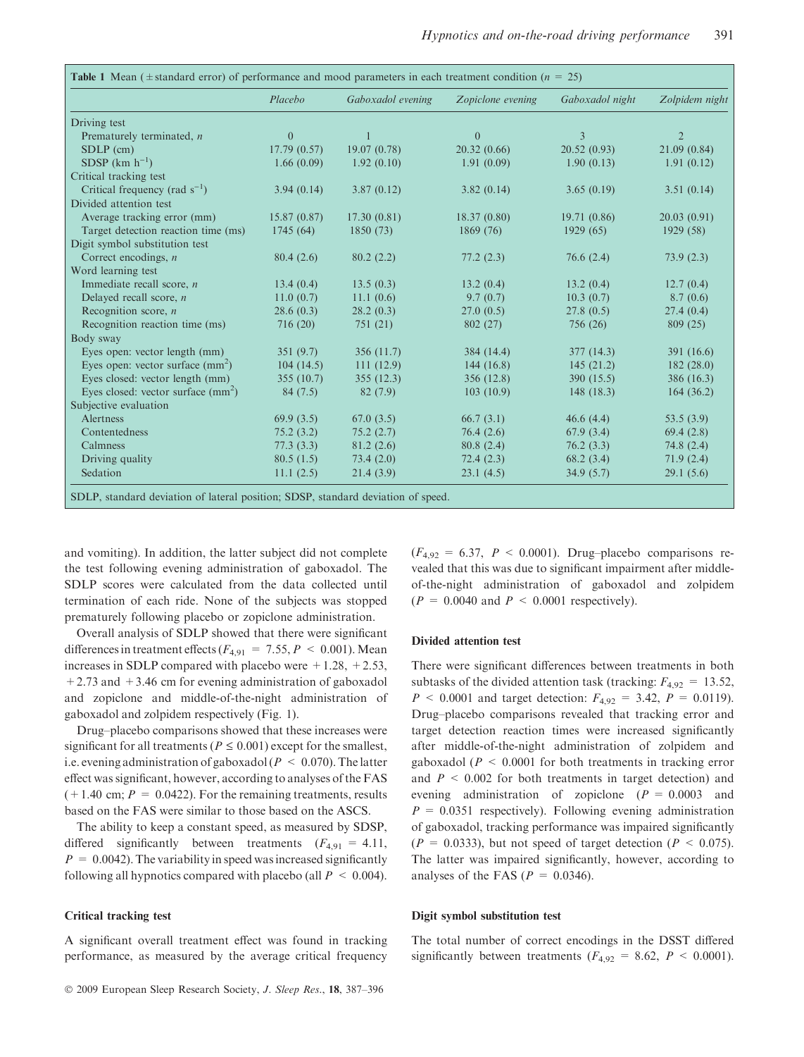**Table 1** Mean (±standard error) of performance and mood parameters in each treatment condition ($n$ = 25)

| | Placebo | Gaboxadol evening | Zopiclone evening | Gaboxadol night | Zolpidem night |
|---|---|---|---|---|---|
| Driving test | | | | | |
| Prematurely terminated, $n$ | 0 | 1 | 0 | 3 | 2 |
| SDLP (cm) | 17.79 (0.57) | 19.07 (0.78) | 20.32 (0.66) | 20.52 (0.93) | 21.09 (0.84) |
| SDSP (km $h^{-1}$) | 1.66 (0.09) | 1.92 (0.10) | 1.91 (0.09) | 1.90 (0.13) | 1.91 (0.12) |
| Critical tracking test | | | | | |
| Critical frequency (rad $s^{-1}$) | 3.94 (0.14) | 3.87 (0.12) | 3.82 (0.14) | 3.65 (0.19) | 3.51 (0.14) |
| Divided attention test | | | | | |
| Average tracking error (mm) | 15.87 (0.87) | 17.30 (0.81) | 18.37 (0.80) | 19.71 (0.86) | 20.03 (0.91) |
| Target detection reaction time (ms) | 1745 (64) | 1850 (73) | 1869 (76) | 1929 (65) | 1929 (58) |
| Digit symbol substitution test | | | | | |
| Correct encodings, $n$ | 80.4 (2.6) | 80.2 (2.2) | 77.2 (2.3) | 76.6 (2.4) | 73.9 (2.3) |
| Word learning test | | | | | |
| Immediate recall score, $n$ | 13.4 (0.4) | 13.5 (0.3) | 13.2 (0.4) | 13.2 (0.4) | 12.7 (0.4) |
| Delayed recall score, $n$ | 11.0 (0.7) | 11.1 (0.6) | 9.7 (0.7) | 10.3 (0.7) | 8.7 (0.6) |
| Recognition score, $n$ | 28.6 (0.3) | 28.2 (0.3) | 27.0 (0.5) | 27.8 (0.5) | 27.4 (0.4) |
| Recognition reaction time (ms) | 716 (20) | 751 (21) | 802 (27) | 756 (26) | 809 (25) |
| Body sway | | | | | |
| Eyes open: vector length (mm) | 351 (9.7) | 356 (11.7) | 384 (14.4) | 377 (14.3) | 391 (16.6) |
| Eyes open: vector surface ($mm^2$) | 104 (14.5) | 111 (12.9) | 144 (16.8) | 145 (21.2) | 182 (28.0) |
| Eyes closed: vector length (mm) | 355 (10.7) | 355 (12.3) | 356 (12.8) | 390 (15.5) | 386 (16.3) |
| Eyes closed: vector surface ($mm^2$) | 84 (7.5) | 82 (7.9) | 103 (10.9) | 148 (18.3) | 164 (36.2) |
| Subjective evaluation | | | | | |
| Alertness | 69.9 (3.5) | 67.0 (3.5) | 66.7 (3.1) | 46.6 (4.4) | 53.5 (3.9) |
| Contentedness | 75.2 (3.2) | 75.2 (2.7) | 76.4 (2.6) | 67.9 (3.4) | 69.4 (2.8) |
| Calmness | 77.3 (3.3) | 81.2 (2.6) | 80.8 (2.4) | 76.2 (3.3) | 74.8 (2.4) |
| Driving quality | 80.5 (1.5) | 73.4 (2.0) | 72.4 (2.3) | 68.2 (3.4) | 71.9 (2.4) |
| Sedation | 11.1 (2.5) | 21.4 (3.9) | 23.1 (4.5) | 34.9 (5.7) | 29.1 (5.6) |

SDLP, standard deviation of lateral position; SDSP, standard deviation of speed.

and vomiting). In addition, the latter subject did not complete the test following evening administration of gaboxadol. The SDLP scores were calculated from the data collected until termination of each ride. None of the subjects was stopped prematurely following placebo or zopiclone administration.

Overall analysis of SDLP showed that there were significant differences in treatment effects ($F_{4,91}$ = 7.55, $P$ < 0.001). Mean increases in SDLP compared with placebo were +1.28, +2.53, +2.73 and +3.46 cm for evening administration of gaboxadol and zopiclone and middle-of-the-night administration of gaboxadol and zolpidem respectively (Fig. 1).

Drug–placebo comparisons showed that these increases were significant for all treatments ($P \leq 0.001$) except for the smallest, i.e. evening administration of gaboxadol ($P$ < 0.070). The latter effect was significant, however, according to analyses of the FAS (+1.40 cm; $P$ = 0.0422). For the remaining treatments, results based on the FAS were similar to those based on the ASCS.

The ability to keep a constant speed, as measured by SDSP, differed significantly between treatments ($F_{4,91}$ = 4.11, $P$ = 0.0042). The variability in speed was increased significantly following all hypnotics compared with placebo (all $P$ < 0.004).

### Critical tracking test

A significant overall treatment effect was found in tracking performance, as measured by the average critical frequency ($F_{4,92}$ = 6.37, $P$ < 0.0001). Drug–placebo comparisons revealed that this was due to significant impairment after middle-of-the-night administration of gaboxadol and zolpidem ($P$ = 0.0040 and $P$ < 0.0001 respectively).

### Divided attention test

There were significant differences between treatments in both subtasks of the divided attention task (tracking: $F_{4,92}$ = 13.52, $P$ < 0.0001 and target detection: $F_{4,92}$ = 3.42, $P$ = 0.0119). Drug–placebo comparisons revealed that tracking error and target detection reaction times were increased significantly after middle-of-the-night administration of zolpidem and gaboxadol ($P$ < 0.0001 for both treatments in tracking error and $P$ < 0.002 for both treatments in target detection) and evening administration of zopiclone ($P$ = 0.0003 and $P$ = 0.0351 respectively). Following evening administration of gaboxadol, tracking performance was impaired significantly ($P$ = 0.0333), but not speed of target detection ($P$ < 0.075). The latter was impaired significantly, however, according to analyses of the FAS ($P$ = 0.0346).

### Digit symbol substitution test

The total number of correct encodings in the DSST differed significantly between treatments ($F_{4,92}$ = 8.62, $P$ < 0.0001).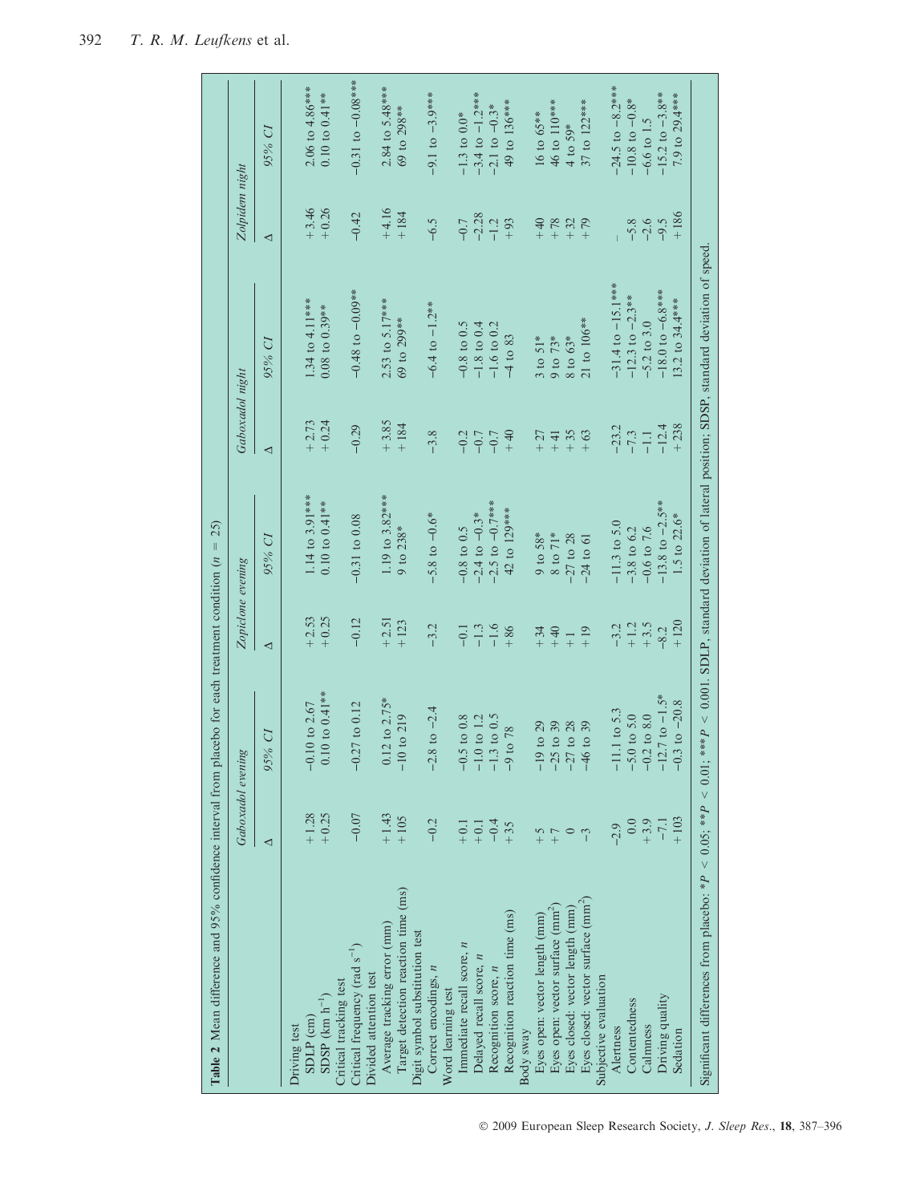**Table 2** Mean difference and 95% confidence interval from placebo for each treatment condition ($n$ = 25)

| | Gaboxadol evening | | Zopiclone evening | | Gaboxadol night | | Zolpidem night | |
|---|---|---|---|---|---|---|---|---|
| | Δ | 95% CI | Δ | 95% CI | Δ | 95% CI | Δ | 95% CI |
| Driving test | | | | | | | | |
| SDLP (cm) | +1.28 | −0.10 to 2.67 | +2.53 | 1.14 to 3.91*** | +2.73 | 1.34 to 4.11*** | +3.46 | 2.06 to 4.86*** |
| SDSP (km h$^{-1}$) | +0.25 | 0.10 to 0.41** | +0.25 | 0.10 to 0.41** | +0.24 | 0.08 to 0.39** | +0.26 | 0.10 to 0.41** |
| Critical tracking test | | | | | | | | |
| Critical frequency (rad s$^{-1}$) | −0.07 | −0.27 to 0.12 | −0.12 | −0.31 to 0.08 | −0.29 | −0.48 to −0.09** | −0.42 | −0.31 to −0.08*** |
| Divided attention test | | | | | | | | |
| Average tracking error (mm) | +1.43 | 0.12 to 2.75* | +2.51 | 1.19 to 3.82*** | +3.85 | 2.53 to 5.17*** | +4.16 | 2.84 to 5.48*** |
| Target detection reaction time (ms) | +105 | −10 to 219 | +123 | 9 to 238* | +184 | 69 to 299** | +184 | 69 to 298** |
| Digit symbol substitution test | | | | | | | | |
| Correct encodings, $n$ | −0.2 | −2.8 to −2.4 | −3.2 | −5.8 to −0.6* | −3.8 | −6.4 to −1.2** | −6.5 | −9.1 to −3.9*** |
| Word learning test | | | | | | | | |
| Immediate recall score, $n$ | +0.1 | −0.5 to 0.8 | −0.1 | −0.8 to 0.5 | −0.2 | −0.8 to 0.5 | −0.7 | −1.3 to 0.0* |
| Delayed recall score, $n$ | +0.1 | −1.0 to 1.2 | −1.3 | −2.4 to −0.3* | −0.7 | −1.8 to 0.4 | −2.28 | −3.4 to −1.2*** |
| Recognition score, $n$ | −0.4 | −1.3 to 0.5 | −1.6 | −2.5 to −0.7*** | −0.7 | −1.6 to 0.2 | −1.2 | −2.1 to −0.3* |
| Recognition reaction time (ms) | +35 | −9 to 78 | +86 | 42 to 129*** | +40 | −4 to 83 | +93 | 49 to 136*** |
| Body sway | | | | | | | | |
| Eyes open: vector length (mm) | +5 | −19 to 29 | +34 | 9 to 58* | +27 | 3 to 51* | +40 | 16 to 65** |
| Eyes open: vector surface (mm$^2$) | +7 | −25 to 39 | +40 | 8 to 71* | +41 | 9 to 73* | +78 | 46 to 110*** |
| Eyes closed: vector length (mm) | 0 | −27 to 28 | +1 | −27 to 28 | +35 | 8 to 63* | +32 | 4 to 59* |
| Eyes closed: vector surface (mm$^2$) | −3 | −46 to 39 | +19 | −24 to 61 | +63 | 21 to 106** | +79 | 37 to 122*** |
| Subjective evaluation | | | | | | | | |
| Alertness | −2.9 | −11.1 to 5.3 | −3.2 | −11.3 to 5.0 | −23.2 | −31.4 to −15.1*** | – | −24.5 to −8.2*** |
| Contentedness | 0.0 | −5.0 to 5.0 | +1.2 | −3.8 to 6.2 | −7.3 | −12.3 to −2.3** | −5.8 | −10.8 to −0.8* |
| Calmness | +3.9 | −0.2 to 8.0 | +3.5 | −0.6 to 7.6 | −1.1 | −5.2 to 3.0 | −2.6 | −6.6 to 1.5 |
| Driving quality | −7.1 | −12.7 to −1.5* | −8.2 | −13.8 to −2.5** | −12.4 | −18.0 to −6.8*** | −9.5 | −15.2 to −3.8** |
| Sedation | +103 | −0.3 to −20.8 | +120 | 1.5 to 22.6* | +238 | 13.2 to 34.4*** | +186 | 7.9 to 29.4*** |

Significant differences from placebo: *$P$ < 0.05; **$P$ < 0.01; ***$P$ < 0.001. SDLP, standard deviation of lateral position; SDSP, standard deviation of speed.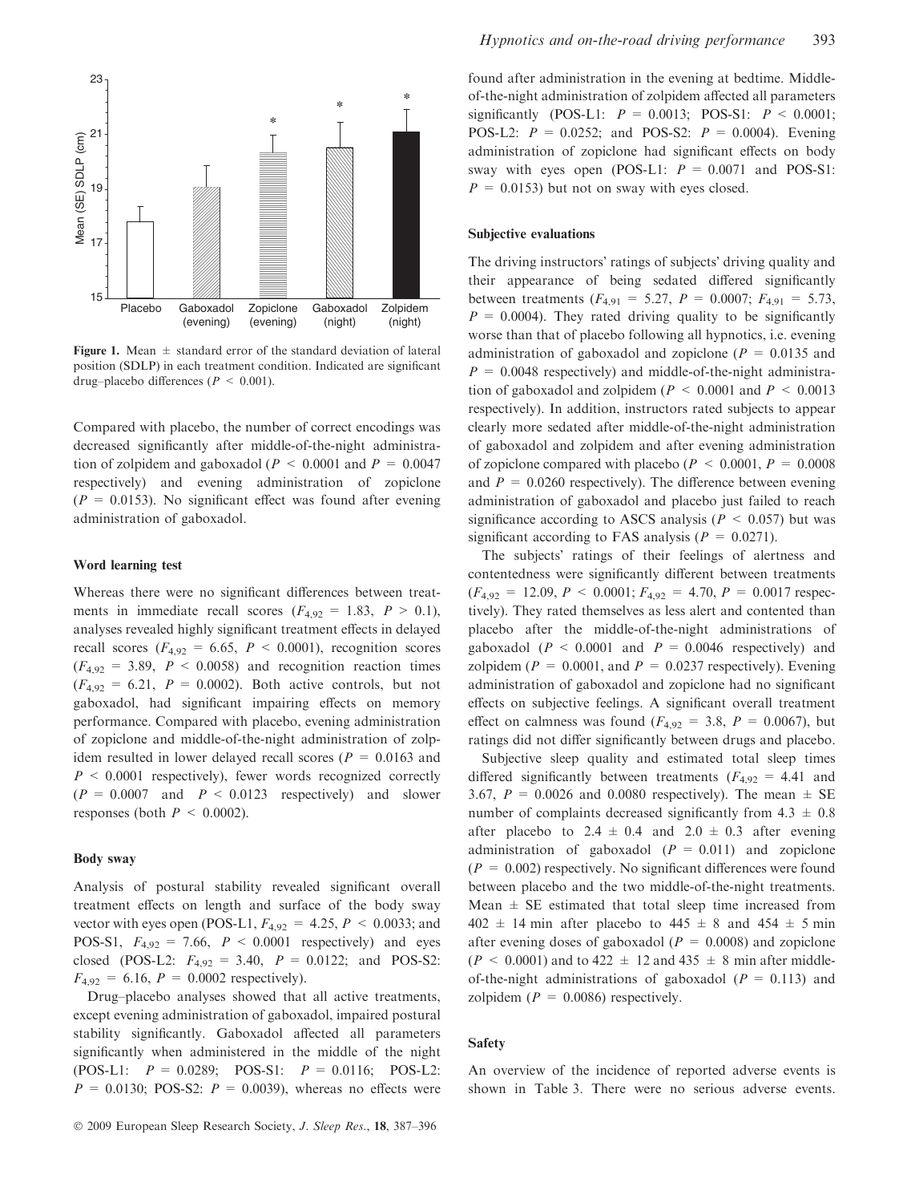Figure 1. Mean ± standard error of the standard deviation of lateral position (SDLP) in each treatment condition. Indicated are significant drug–placebo differences ($P < 0.001$).

Compared with placebo, the number of correct encodings was decreased significantly after middle-of-the-night administration of zolpidem and gaboxadol ($P < 0.0001$ and $P = 0.0047$ respectively) and evening administration of zopiclone ($P = 0.0153$). No significant effect was found after evening administration of gaboxadol.

#### Word learning test

Whereas there were no significant differences between treatments in immediate recall scores ($F_{4,92} = 1.83$, $P > 0.1$), analyses revealed highly significant treatment effects in delayed recall scores ($F_{4,92} = 6.65$, $P < 0.0001$), recognition scores ($F_{4,92} = 3.89$, $P < 0.0058$) and recognition reaction times ($F_{4,92} = 6.21$, $P = 0.0002$). Both active controls, but not gaboxadol, had significant impairing effects on memory performance. Compared with placebo, evening administration of zopiclone and middle-of-the-night administration of zolpidem resulted in lower delayed recall scores ($P = 0.0163$ and $P < 0.0001$ respectively), fewer words recognized correctly ($P = 0.0007$ and $P < 0.0123$ respectively) and slower responses (both $P < 0.0002$).

#### Body sway

Analysis of postural stability revealed significant overall treatment effects on length and surface of the body sway vector with eyes open (POS-L1, $F_{4,92} = 4.25$, $P < 0.0033$; and POS-S1, $F_{4,92} = 7.66$, $P < 0.0001$ respectively) and eyes closed (POS-L2: $F_{4,92} = 3.40$, $P = 0.0122$; and POS-S2: $F_{4,92} = 6.16$, $P = 0.0002$ respectively).

Drug–placebo analyses showed that all active treatments, except evening administration of gaboxadol, impaired postural stability significantly. Gaboxadol affected all parameters significantly when administered in the middle of the night (POS-L1: $P = 0.0289$; POS-S1: $P = 0.0116$; POS-L2: $P = 0.0130$; POS-S2: $P = 0.0039$), whereas no effects were found after administration in the evening at bedtime. Middle-of-the-night administration of zolpidem affected all parameters significantly (POS-L1: $P = 0.0013$; POS-S1: $P < 0.0001$; POS-L2: $P = 0.0252$; and POS-S2: $P = 0.0004$). Evening administration of zopiclone had significant effects on body sway with eyes open (POS-L1: $P = 0.0071$ and POS-S1: $P = 0.0153$) but not on sway with eyes closed.

#### Subjective evaluations

The driving instructors' ratings of subjects' driving quality and their appearance of being sedated differed significantly between treatments ($F_{4,91} = 5.27$, $P = 0.0007$; $F_{4,91} = 5.73$, $P = 0.0004$). They rated driving quality to be significantly worse than that of placebo following all hypnotics, i.e. evening administration of gaboxadol and zopiclone ($P = 0.0135$ and $P = 0.0048$ respectively) and middle-of-the-night administration of gaboxadol and zolpidem ($P < 0.0001$ and $P < 0.0013$ respectively). In addition, instructors rated subjects to appear clearly more sedated after middle-of-the-night administration of gaboxadol and zolpidem and after evening administration of zopiclone compared with placebo ($P < 0.0001$, $P = 0.0008$ and $P = 0.0260$ respectively). The difference between evening administration of gaboxadol and placebo just failed to reach significance according to ASCS analysis ($P < 0.057$) but was significant according to FAS analysis ($P = 0.0271$).

The subjects' ratings of their feelings of alertness and contentedness were significantly different between treatments ($F_{4,92} = 12.09$, $P < 0.0001$; $F_{4,92} = 4.70$, $P = 0.0017$ respectively). They rated themselves as less alert and contented than placebo after the middle-of-the-night administrations of gaboxadol ($P < 0.0001$ and $P = 0.0046$ respectively) and zolpidem ($P = 0.0001$, and $P = 0.0237$ respectively). Evening administration of gaboxadol and zopiclone had no significant effects on subjective feelings. A significant overall treatment effect on calmness was found ($F_{4,92} = 3.8$, $P = 0.0067$), but ratings did not differ significantly between drugs and placebo.

Subjective sleep quality and estimated total sleep times differed significantly between treatments ($F_{4,92} = 4.41$ and 3.67, $P = 0.0026$ and 0.0080 respectively). The mean ± SE number of complaints decreased significantly from 4.3 ± 0.8 after placebo to 2.4 ± 0.4 and 2.0 ± 0.3 after evening administration of gaboxadol ($P = 0.011$) and zopiclone ($P = 0.002$) respectively. No significant differences were found between placebo and the two middle-of-the-night treatments. Mean ± SE estimated that total sleep time increased from 402 ± 14 min after placebo to 445 ± 8 and 454 ± 5 min after evening doses of gaboxadol ($P = 0.0008$) and zopiclone ($P < 0.0001$) and to 422 ± 12 and 435 ± 8 min after middle-of-the-night administrations of gaboxadol ($P = 0.113$) and zolpidem ($P = 0.0086$) respectively.

### Safety

An overview of the incidence of reported adverse events is shown in Table 3. There were no serious adverse events.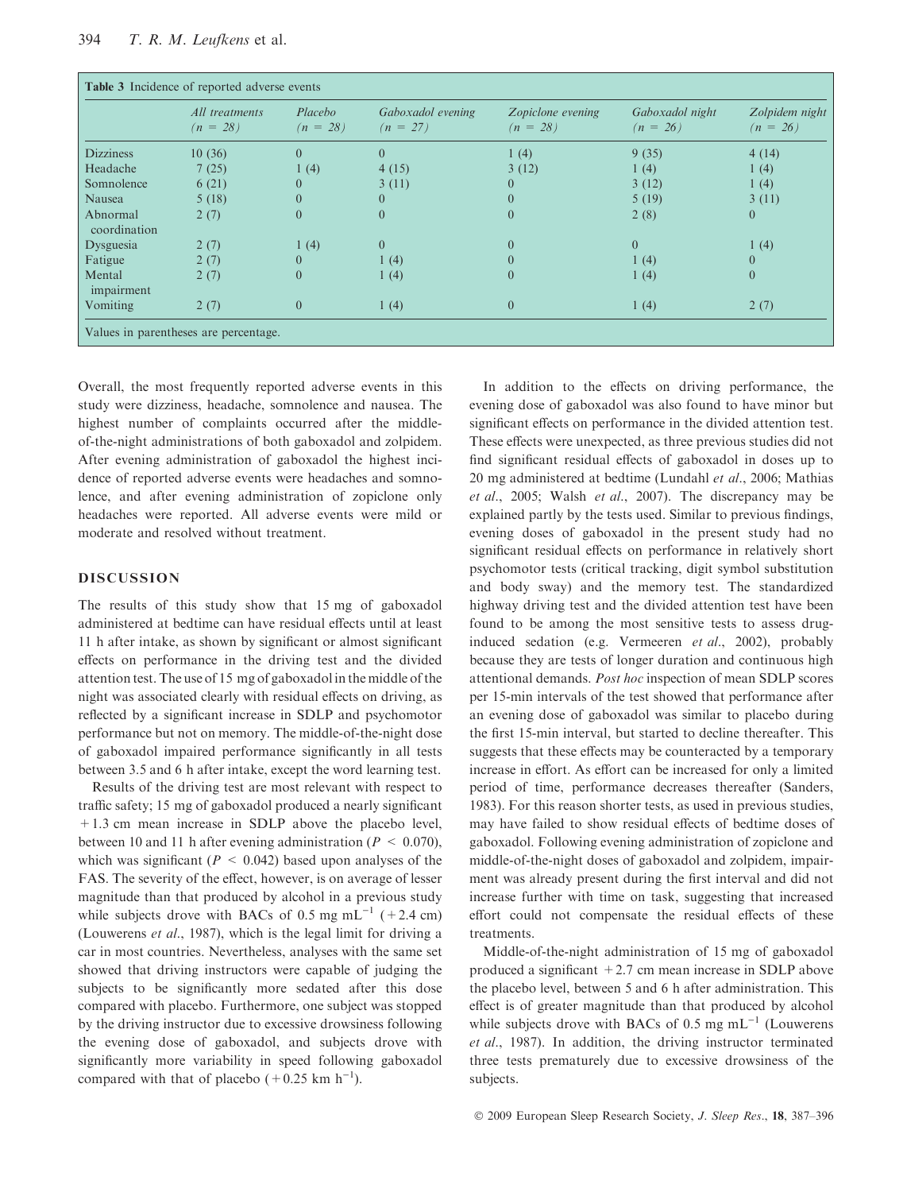**Table 3** Incidence of reported adverse events

| | *All treatments (n = 28)* | *Placebo (n = 28)* | *Gaboxadol evening (n = 27)* | *Zopiclone evening (n = 28)* | *Gaboxadol night (n = 26)* | *Zolpidem night (n = 26)* |
|---|---|---|---|---|---|---|
| Dizziness | 10 (36) | 0 | 0 | 1 (4) | 9 (35) | 4 (14) |
| Headache | 7 (25) | 1 (4) | 4 (15) | 3 (12) | 1 (4) | 1 (4) |
| Somnolence | 6 (21) | 0 | 3 (11) | 0 | 3 (12) | 1 (4) |
| Nausea | 5 (18) | 0 | 0 | 0 | 5 (19) | 3 (11) |
| Abnormal coordination | 2 (7) | 0 | 0 | 0 | 2 (8) | 0 |
| Dysguesia | 2 (7) | 1 (4) | 0 | 0 | 0 | 1 (4) |
| Fatigue | 2 (7) | 0 | 1 (4) | 0 | 1 (4) | 0 |
| Mental impairment | 2 (7) | 0 | 1 (4) | 0 | 1 (4) | 0 |
| Vomiting | 2 (7) | 0 | 1 (4) | 0 | 1 (4) | 2 (7) |

Values in parentheses are percentage.

Overall, the most frequently reported adverse events in this study were dizziness, headache, somnolence and nausea. The highest number of complaints occurred after the middle-of-the-night administrations of both gaboxadol and zolpidem. After evening administration of gaboxadol the highest incidence of reported adverse events were headaches and somnolence, and after evening administration of zopiclone only headaches were reported. All adverse events were mild or moderate and resolved without treatment.

## DISCUSSION

The results of this study show that 15 mg of gaboxadol administered at bedtime can have residual effects until at least 11 h after intake, as shown by significant or almost significant effects on performance in the driving test and the divided attention test. The use of 15 mg of gaboxadol in the middle of the night was associated clearly with residual effects on driving, as reflected by a significant increase in SDLP and psychomotor performance but not on memory. The middle-of-the-night dose of gaboxadol impaired performance significantly in all tests between 3.5 and 6 h after intake, except the word learning test.

Results of the driving test are most relevant with respect to traffic safety; 15 mg of gaboxadol produced a nearly significant +1.3 cm mean increase in SDLP above the placebo level, between 10 and 11 h after evening administration ($P < 0.070$), which was significant ($P < 0.042$) based upon analyses of the FAS. The severity of the effect, however, is on average of lesser magnitude than that produced by alcohol in a previous study while subjects drove with BACs of 0.5 mg $mL^{-1}$ (+2.4 cm) (Louwerens *et al*., 1987), which is the legal limit for driving a car in most countries. Nevertheless, analyses with the same set showed that driving instructors were capable of judging the subjects to be significantly more sedated after this dose compared with placebo. Furthermore, one subject was stopped by the driving instructor due to excessive drowsiness following the evening dose of gaboxadol, and subjects drove with significantly more variability in speed following gaboxadol compared with that of placebo (+0.25 km $h^{-1}$).

In addition to the effects on driving performance, the evening dose of gaboxadol was also found to have minor but significant effects on performance in the divided attention test. These effects were unexpected, as three previous studies did not find significant residual effects of gaboxadol in doses up to 20 mg administered at bedtime (Lundahl *et al*., 2006; Mathias *et al*., 2005; Walsh *et al*., 2007). The discrepancy may be explained partly by the tests used. Similar to previous findings, evening doses of gaboxadol in the present study had no significant residual effects on performance in relatively short psychomotor tests (critical tracking, digit symbol substitution and body sway) and the memory test. The standardized highway driving test and the divided attention test have been found to be among the most sensitive tests to assess drug-induced sedation (e.g. Vermeeren *et al*., 2002), probably because they are tests of longer duration and continuous high attentional demands. *Post hoc* inspection of mean SDLP scores per 15-min intervals of the test showed that performance after an evening dose of gaboxadol was similar to placebo during the first 15-min interval, but started to decline thereafter. This suggests that these effects may be counteracted by a temporary increase in effort. As effort can be increased for only a limited period of time, performance decreases thereafter (Sanders, 1983). For this reason shorter tests, as used in previous studies, may have failed to show residual effects of bedtime doses of gaboxadol. Following evening administration of zopiclone and middle-of-the-night doses of gaboxadol and zolpidem, impairment was already present during the first interval and did not increase further with time on task, suggesting that increased effort could not compensate the residual effects of these treatments.

Middle-of-the-night administration of 15 mg of gaboxadol produced a significant +2.7 cm mean increase in SDLP above the placebo level, between 5 and 6 h after administration. This effect is of greater magnitude than that produced by alcohol while subjects drove with BACs of 0.5 mg $mL^{-1}$ (Louwerens *et al*., 1987). In addition, the driving instructor terminated three tests prematurely due to excessive drowsiness of the subjects.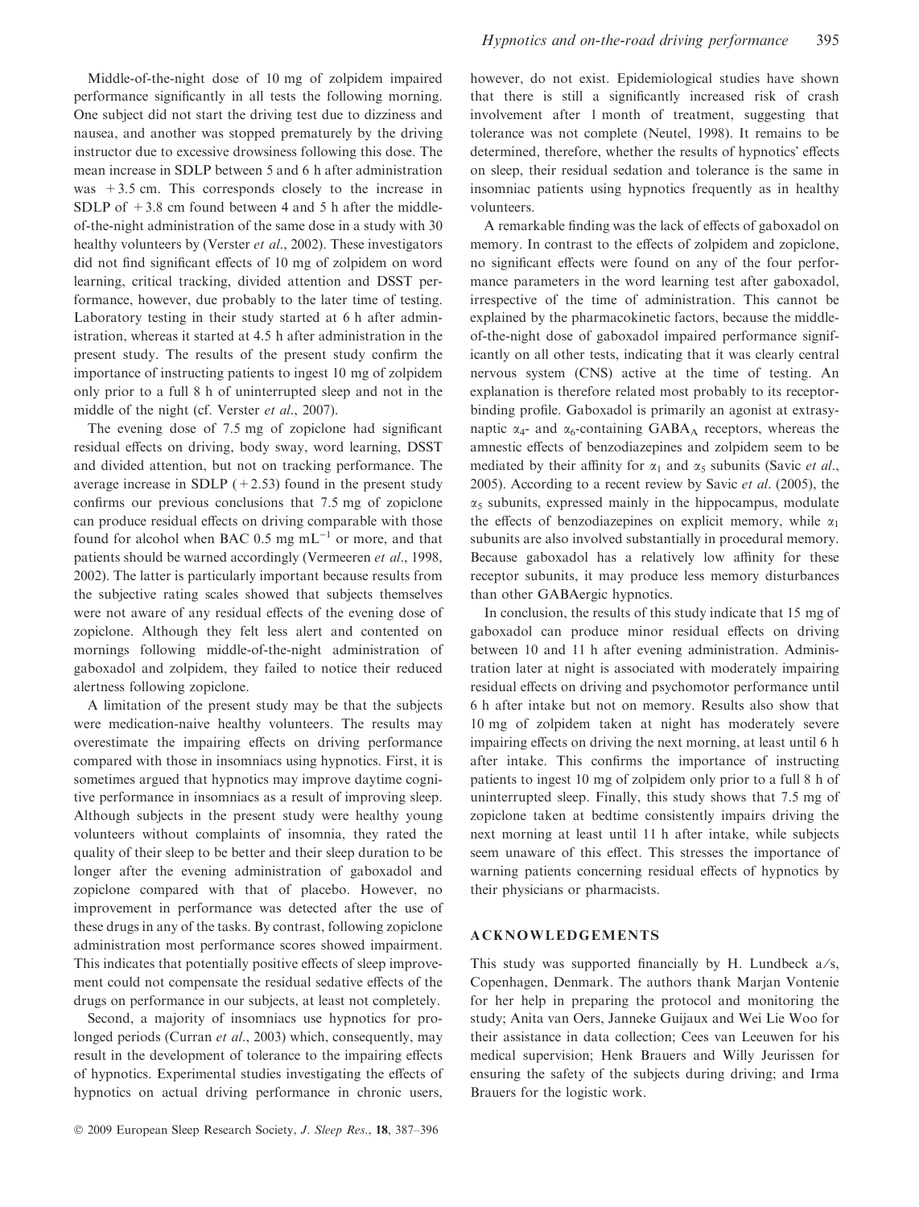Middle-of-the-night dose of 10 mg of zolpidem impaired performance significantly in all tests the following morning. One subject did not start the driving test due to dizziness and nausea, and another was stopped prematurely by the driving instructor due to excessive drowsiness following this dose. The mean increase in SDLP between 5 and 6 h after administration was +3.5 cm. This corresponds closely to the increase in SDLP of +3.8 cm found between 4 and 5 h after the middle-of-the-night administration of the same dose in a study with 30 healthy volunteers by (Verster *et al*., 2002). These investigators did not find significant effects of 10 mg of zolpidem on word learning, critical tracking, divided attention and DSST performance, however, due probably to the later time of testing. Laboratory testing in their study started at 6 h after administration, whereas it started at 4.5 h after administration in the present study. The results of the present study confirm the importance of instructing patients to ingest 10 mg of zolpidem only prior to a full 8 h of uninterrupted sleep and not in the middle of the night (cf. Verster *et al*., 2007).

The evening dose of 7.5 mg of zopiclone had significant residual effects on driving, body sway, word learning, DSST and divided attention, but not on tracking performance. The average increase in SDLP (+2.53) found in the present study confirms our previous conclusions that 7.5 mg of zopiclone can produce residual effects on driving comparable with those found for alcohol when BAC 0.5 mg $mL^{-1}$ or more, and that patients should be warned accordingly (Vermeeren *et al*., 1998, 2002). The latter is particularly important because results from the subjective rating scales showed that subjects themselves were not aware of any residual effects of the evening dose of zopiclone. Although they felt less alert and contented on mornings following middle-of-the-night administration of gaboxadol and zolpidem, they failed to notice their reduced alertness following zopiclone.

A limitation of the present study may be that the subjects were medication-naive healthy volunteers. The results may overestimate the impairing effects on driving performance compared with those in insomniacs using hypnotics. First, it is sometimes argued that hypnotics may improve daytime cognitive performance in insomniacs as a result of improving sleep. Although subjects in the present study were healthy young volunteers without complaints of insomnia, they rated the quality of their sleep to be better and their sleep duration to be longer after the evening administration of gaboxadol and zopiclone compared with that of placebo. However, no improvement in performance was detected after the use of these drugs in any of the tasks. By contrast, following zopiclone administration most performance scores showed impairment. This indicates that potentially positive effects of sleep improvement could not compensate the residual sedative effects of the drugs on performance in our subjects, at least not completely.

Second, a majority of insomniacs use hypnotics for prolonged periods (Curran *et al*., 2003) which, consequently, may result in the development of tolerance to the impairing effects of hypnotics. Experimental studies investigating the effects of hypnotics on actual driving performance in chronic users, however, do not exist. Epidemiological studies have shown that there is still a significantly increased risk of crash involvement after 1 month of treatment, suggesting that tolerance was not complete (Neutel, 1998). It remains to be determined, therefore, whether the results of hypnotics' effects on sleep, their residual sedation and tolerance is the same in insomniac patients using hypnotics frequently as in healthy volunteers.

A remarkable finding was the lack of effects of gaboxadol on memory. In contrast to the effects of zolpidem and zopiclone, no significant effects were found on any of the four performance parameters in the word learning test after gaboxadol, irrespective of the time of administration. This cannot be explained by the pharmacokinetic factors, because the middle-of-the-night dose of gaboxadol impaired performance significantly on all other tests, indicating that it was clearly central nervous system (CNS) active at the time of testing. An explanation is therefore related most probably to its receptor-binding profile. Gaboxadol is primarily an agonist at extrasynaptic $\alpha_4$- and $\alpha_6$-containing $GABA_A$ receptors, whereas the amnestic effects of benzodiazepines and zolpidem seem to be mediated by their affinity for $\alpha_1$ and $\alpha_5$ subunits (Savic *et al*., 2005). According to a recent review by Savic *et al*. (2005), the $\alpha_5$ subunits, expressed mainly in the hippocampus, modulate the effects of benzodiazepines on explicit memory, while $\alpha_1$ subunits are also involved substantially in procedural memory. Because gaboxadol has a relatively low affinity for these receptor subunits, it may produce less memory disturbances than other GABAergic hypnotics.

In conclusion, the results of this study indicate that 15 mg of gaboxadol can produce minor residual effects on driving between 10 and 11 h after evening administration. Administration later at night is associated with moderately impairing residual effects on driving and psychomotor performance until 6 h after intake but not on memory. Results also show that 10 mg of zolpidem taken at night has moderately severe impairing effects on driving the next morning, at least until 6 h after intake. This confirms the importance of instructing patients to ingest 10 mg of zolpidem only prior to a full 8 h of uninterrupted sleep. Finally, this study shows that 7.5 mg of zopiclone taken at bedtime consistently impairs driving the next morning at least until 11 h after intake, while subjects seem unaware of this effect. This stresses the importance of warning patients concerning residual effects of hypnotics by their physicians or pharmacists.

## ACKNOWLEDGEMENTS

This study was supported financially by H. Lundbeck a/s, Copenhagen, Denmark. The authors thank Marjan Vontenie for her help in preparing the protocol and monitoring the study; Anita van Oers, Janneke Guijaux and Wei Lie Woo for their assistance in data collection; Cees van Leeuwen for his medical supervision; Henk Brauers and Willy Jeurissen for ensuring the safety of the subjects during driving; and Irma Brauers for the logistic work.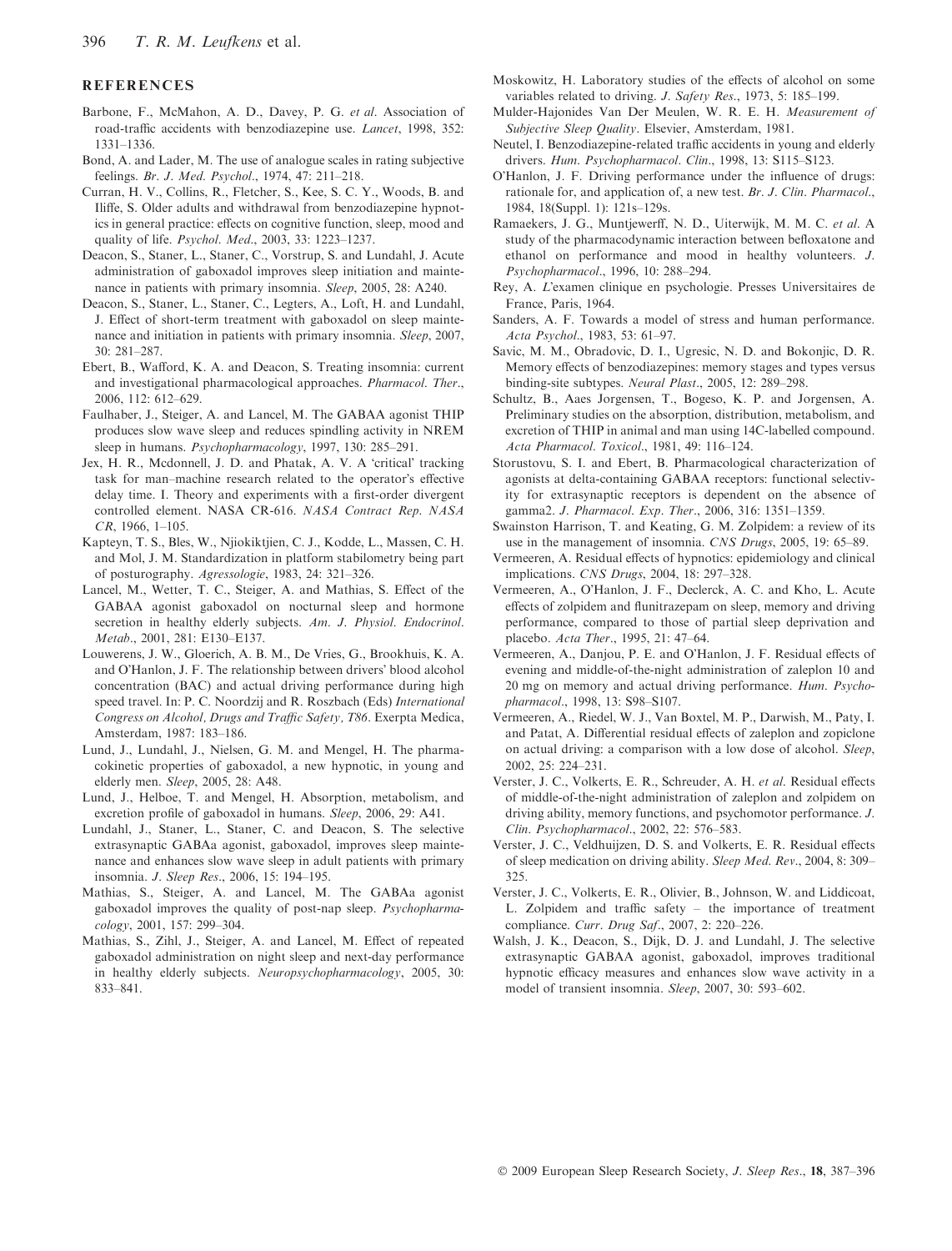## REFERENCES

Barbone, F., McMahon, A. D., Davey, P. G. *et al.* Association of road-traffic accidents with benzodiazepine use. *Lancet*, 1998, 352: 1331–1336.

Bond, A. and Lader, M. The use of analogue scales in rating subjective feelings. *Br. J. Med. Psychol*., 1974, 47: 211–218.

Curran, H. V., Collins, R., Fletcher, S., Kee, S. C. Y., Woods, B. and Iliffe, S. Older adults and withdrawal from benzodiazepine hypnotics in general practice: effects on cognitive function, sleep, mood and quality of life. *Psychol. Med*., 2003, 33: 1223–1237.

Deacon, S., Staner, L., Staner, C., Vorstrup, S. and Lundahl, J. Acute administration of gaboxadol improves sleep initiation and maintenance in patients with primary insomnia. *Sleep*, 2005, 28: A240.

Deacon, S., Staner, L., Staner, C., Legters, A., Loft, H. and Lundahl, J. Effect of short-term treatment with gaboxadol on sleep maintenance and initiation in patients with primary insomnia. *Sleep*, 2007, 30: 281–287.

Ebert, B., Wafford, K. A. and Deacon, S. Treating insomnia: current and investigational pharmacological approaches. *Pharmacol. Ther*., 2006, 112: 612–629.

Faulhaber, J., Steiger, A. and Lancel, M. The GABAA agonist THIP produces slow wave sleep and reduces spindling activity in NREM sleep in humans. *Psychopharmacology*, 1997, 130: 285–291.

Jex, H. R., Mcdonnell, J. D. and Phatak, A. V. A 'critical' tracking task for man–machine research related to the operator's effective delay time. I. Theory and experiments with a first-order divergent controlled element. NASA CR-616. *NASA Contract Rep. NASA CR*, 1966, 1–105.

Kapteyn, T. S., Bles, W., Njiokiktjien, C. J., Kodde, L., Massen, C. H. and Mol, J. M. Standardization in platform stabilometry being part of posturography. *Agressologie*, 1983, 24: 321–326.

Lancel, M., Wetter, T. C., Steiger, A. and Mathias, S. Effect of the GABAA agonist gaboxadol on nocturnal sleep and hormone secretion in healthy elderly subjects. *Am. J. Physiol. Endocrinol. Metab*., 2001, 281: E130–E137.

Louwerens, J. W., Gloerich, A. B. M., De Vries, G., Brookhuis, K. A. and O'Hanlon, J. F. The relationship between drivers' blood alcohol concentration (BAC) and actual driving performance during high speed travel. In: P. C. Noordzij and R. Roszbach (Eds) *International Congress on Alcohol, Drugs and Traffic Safety, T86*. Exerpta Medica, Amsterdam, 1987: 183–186.

Lund, J., Lundahl, J., Nielsen, G. M. and Mengel, H. The pharmacokinetic properties of gaboxadol, a new hypnotic, in young and elderly men. *Sleep*, 2005, 28: A48.

Lund, J., Helboe, T. and Mengel, H. Absorption, metabolism, and excretion profile of gaboxadol in humans. *Sleep*, 2006, 29: A41.

Lundahl, J., Staner, L., Staner, C. and Deacon, S. The selective extrasynaptic GABAa agonist, gaboxadol, improves sleep maintenance and enhances slow wave sleep in adult patients with primary insomnia. *J. Sleep Res*., 2006, 15: 194–195.

Mathias, S., Steiger, A. and Lancel, M. The GABAa agonist gaboxadol improves the quality of post-nap sleep. *Psychopharmacology*, 2001, 157: 299–304.

Mathias, S., Zihl, J., Steiger, A. and Lancel, M. Effect of repeated gaboxadol administration on night sleep and next-day performance in healthy elderly subjects. *Neuropsychopharmacology*, 2005, 30: 833–841.

Moskowitz, H. Laboratory studies of the effects of alcohol on some variables related to driving. *J. Safety Res*., 1973, 5: 185–199.

Mulder-Hajonides Van Der Meulen, W. R. E. H. *Measurement of Subjective Sleep Quality*. Elsevier, Amsterdam, 1981.

Neutel, I. Benzodiazepine-related traffic accidents in young and elderly drivers. *Hum. Psychopharmacol. Clin*., 1998, 13: S115–S123.

O'Hanlon, J. F. Driving performance under the influence of drugs: rationale for, and application of, a new test. *Br. J. Clin. Pharmacol*., 1984, 18(Suppl. 1): 121s–129s.

Ramaekers, J. G., Muntjewerff, N. D., Uiterwijk, M. M. C. *et al.* A study of the pharmacodynamic interaction between befloxatone and ethanol on performance and mood in healthy volunteers. *J. Psychopharmacol*., 1996, 10: 288–294.

Rey, A. *L'examen clinique en psychologie*. Presses Universitaires de France, Paris, 1964.

Sanders, A. F. Towards a model of stress and human performance. *Acta Psychol*., 1983, 53: 61–97.

Savic, M. M., Obradovic, D. I., Ugresic, N. D. and Bokonjic, D. R. Memory effects of benzodiazepines: memory stages and types versus binding-site subtypes. *Neural Plast*., 2005, 12: 289–298.

Schultz, B., Aaes Jorgensen, T., Bogeso, K. P. and Jorgensen, A. Preliminary studies on the absorption, distribution, metabolism, and excretion of THIP in animal and man using 14C-labelled compound. *Acta Pharmacol. Toxicol*., 1981, 49: 116–124.

Storustovu, S. I. and Ebert, B. Pharmacological characterization of agonists at delta-containing GABAA receptors: functional selectivity for extrasynaptic receptors is dependent on the absence of gamma2. *J. Pharmacol. Exp. Ther*., 2006, 316: 1351–1359.

Swainston Harrison, T. and Keating, G. M. Zolpidem: a review of its use in the management of insomnia. *CNS Drugs*, 2005, 19: 65–89.

Vermeeren, A. Residual effects of hypnotics: epidemiology and clinical implications. *CNS Drugs*, 2004, 18: 297–328.

Vermeeren, A., O'Hanlon, J. F., Declerck, A. C. and Kho, L. Acute effects of zolpidem and flunitrazepam on sleep, memory and driving performance, compared to those of partial sleep deprivation and placebo. *Acta Ther*., 1995, 21: 47–64.

Vermeeren, A., Danjou, P. E. and O'Hanlon, J. F. Residual effects of evening and middle-of-the-night administration of zaleplon 10 and 20 mg on memory and actual driving performance. *Hum. Psychopharmacol*., 1998, 13: S98–S107.

Vermeeren, A., Riedel, W. J., Van Boxtel, M. P., Darwish, M., Paty, I. and Patat, A. Differential residual effects of zaleplon and zopiclone on actual driving: a comparison with a low dose of alcohol. *Sleep*, 2002, 25: 224–231.

Verster, J. C., Volkerts, E. R., Schreuder, A. H. *et al.* Residual effects of middle-of-the-night administration of zaleplon and zolpidem on driving ability, memory functions, and psychomotor performance. *J. Clin. Psychopharmacol*., 2002, 22: 576–583.

Verster, J. C., Veldhuijzen, D. S. and Volkerts, E. R. Residual effects of sleep medication on driving ability. *Sleep Med. Rev*., 2004, 8: 309–325.

Verster, J. C., Volkerts, E. R., Olivier, B., Johnson, W. and Liddicoat, L. Zolpidem and traffic safety – the importance of treatment compliance. *Curr. Drug Saf*., 2007, 2: 220–226.

Walsh, J. K., Deacon, S., Dijk, D. J. and Lundahl, J. The selective extrasynaptic GABAA agonist, gaboxadol, improves traditional hypnotic efficacy measures and enhances slow wave activity in a model of transient insomnia. *Sleep*, 2007, 30: 593–602.